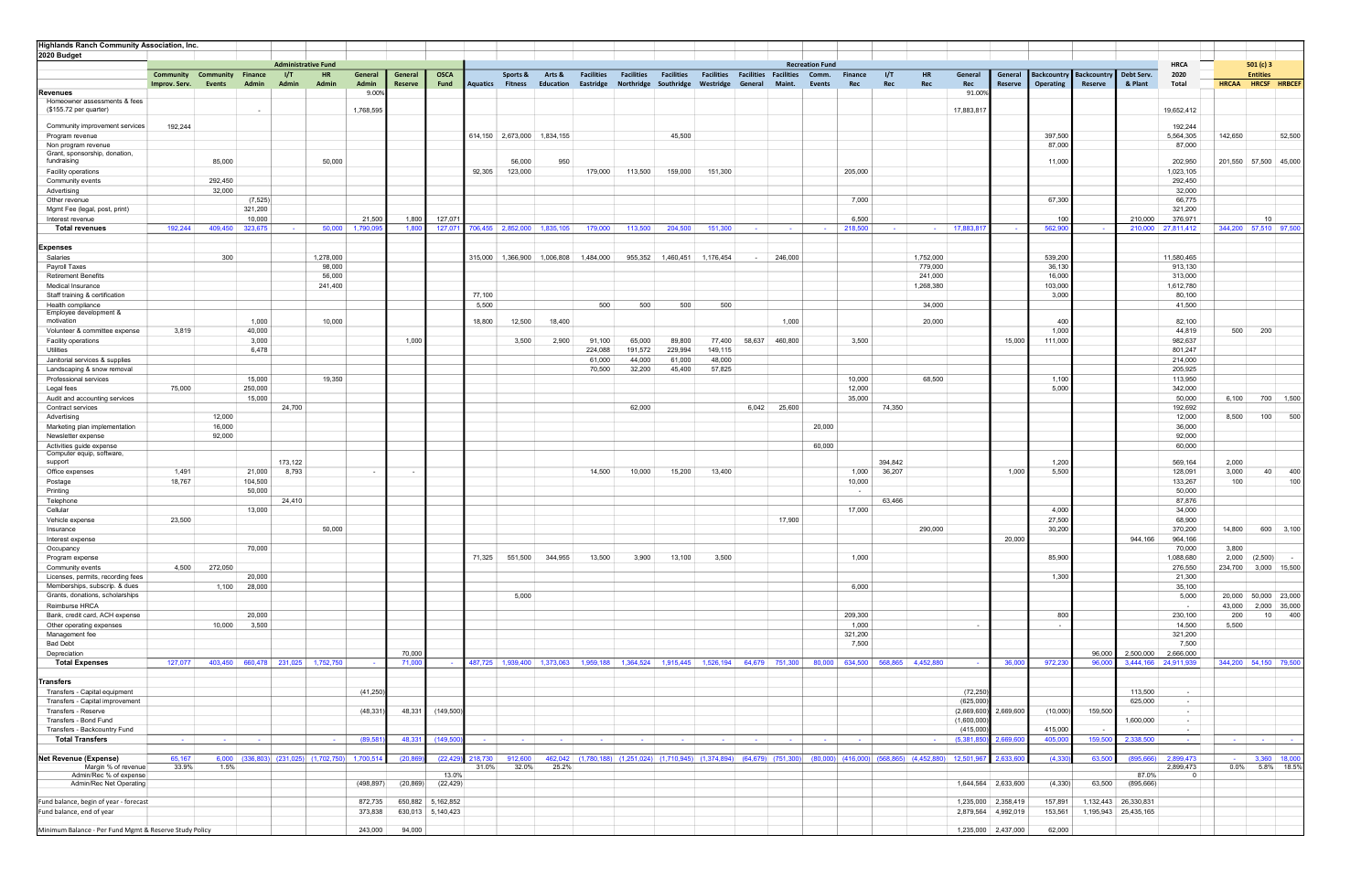**Highlands Ranch Community Association, Inc.**

**2020 Budget**

| | Administrative Fund | | | | | | | | Recreation Fund | | | | | | | | | | | | | | | | | | | 501 (c) 3 Entities | | |
|---|---|---|---|---|---|---|---|---|---|---|---|---|---|---|---|---|---|---|---|---|---|---|---|---|---|---|---|---|---|---|
| | Community Improv. Serv. | Community Events | Finance Admin | I/T Admin | HR Admin | General Admin | General Reserve | OSCA Fund | Aquatics | Sports & Fitness | Arts & Education | Facilities Eastridge | Facilities Northridge | Facilities Southridge | Facilities Westridge | Facilities General | Facilities Maint. | Comm. Events | Finance Rec | I/T Rec | HR Rec | General Rec | General Reserve | Backcountry Operating | Backcountry Reserve | Debt Serv. & Plant | HRCA 2020 Total | HRCAA | HRCSF | HRBCEF |
| **Revenues** | | | | | | 9.00% | | | | | | | | | | | | | | | | 91.00% | | | | | | | | |
| Homeowner assessments & fees ($155.72 per quarter) | | | - | | | 1,768,595 | | | | | | | | | | | | | | | | 17,883,817 | | | | | 19,652,412 | | | |
| Community improvement services | 192,244 | | | | | | | | | | | | | | | | | | | | | | | | | | 192,244 | | | |
| Program revenue | | | | | | | | | 614,150 | 2,673,000 | 1,834,155 | | | 45,500 | | | | | | | | | | 397,500 | | | 5,564,305 | 142,650 | | 52,500 |
| Non program revenue | | | | | | | | | | | | | | | | | | | | | | | | 87,000 | | | 87,000 | | | |
| Grant, sponsorship, donation, fundraising | | 85,000 | | | 50,000 | | | | | 56,000 | 950 | | | | | | | | | | | | | 11,000 | | | 202,950 | 201,550 | 57,500 | 45,000 |
| Facility operations | | | | | | | | | 92,305 | 123,000 | | 179,000 | 113,500 | 159,000 | 151,300 | | | | 205,000 | | | | | | | | 1,023,105 | | | |
| Community events | | 292,450 | | | | | | | | | | | | | | | | | | | | | | | | | 292,450 | | | |
| Advertising | | 32,000 | | | | | | | | | | | | | | | | | | | | | | | | | 32,000 | | | |
| Other revenue | | | (7,525) | | | | | | | | | | | | | | | | 7,000 | | | | | 67,300 | | | 66,775 | | | |
| Mgmt Fee (legal, post, print) | | | 321,200 | | | | | | | | | | | | | | | | | | | | | | | | 321,200 | | | |
| Interest revenue | | | 10,000 | | | 21,500 | 1,800 | 127,071 | | | | | | | | | | | 6,500 | | | | | 100 | | 210,000 | 376,971 | | 10 | |
| **Total revenues** | 192,244 | 409,450 | 323,675 | - | 50,000 | 1,790,095 | 1,800 | 127,071 | 706,455 | 2,852,000 | 1,835,105 | 179,000 | 113,500 | 204,500 | 151,300 | - | - | - | 218,500 | - | - | 17,883,817 | - | 562,900 | - | 210,000 | 27,811,412 | 344,200 | 57,510 | 97,500 |
| **Expenses** | | | | | | | | | | | | | | | | | | | | | | | | | | | | | | |
| Salaries | | 300 | | | 1,278,000 | | | | 315,000 | 1,366,900 | 1,006,808 | 1,484,000 | 955,352 | 1,460,451 | 1,176,454 | - | 246,000 | | | | 1,752,000 | | | 539,200 | | | 11,580,465 | | | |
| Payroll Taxes | | | | | 98,000 | | | | | | | | | | | | | | | | 779,000 | | | 36,130 | | | 913,130 | | | |
| Retirement Benefits | | | | | 56,000 | | | | | | | | | | | | | | | | 241,000 | | | 16,000 | | | 313,000 | | | |
| Medical Insurance | | | | | 241,400 | | | | | | | | | | | | | | | | 1,268,380 | | | 103,000 | | | 1,612,780 | | | |
| Staff training & certification | | | | | | | | | 77,100 | | | | | | | | | | | | | | | 3,000 | | | 80,100 | | | |
| Health compliance | | | | | | | | | 5,500 | | | 500 | 500 | 500 | 500 | | | | | | 34,000 | | | | | | 41,500 | | | |
| Employee development & motivation | | | 1,000 | | 10,000 | | | | 18,800 | 12,500 | 18,400 | | | | | | 1,000 | | | | 20,000 | | | 400 | | | 82,100 | | | |
| Volunteer & committee expense | 3,819 | | 40,000 | | | | | | | | | | | | | | | | | | | | | 1,000 | | | 44,819 | 500 | 200 | |
| Facility operations | | | 3,000 | | | | 1,000 | | | 3,500 | 2,900 | 91,100 | 65,000 | 89,800 | 77,400 | 58,637 | 460,800 | | 3,500 | | | | 15,000 | 111,000 | | | 982,637 | | | |
| Utilities | | | 6,478 | | | | | | | | | 224,088 | 191,572 | 229,994 | 149,115 | | | | | | | | | | | | 801,247 | | | |
| Janitorial services & supplies | | | | | | | | | | | | 61,000 | 44,000 | 61,000 | 48,000 | | | | | | | | | | | | 214,000 | | | |
| Landscaping & snow removal | | | | | | | | | | | | 70,500 | 32,200 | 45,400 | 57,825 | | | | | | | | | | | | 205,925 | | | |
| Professional services | | | 15,000 | | 19,350 | | | | | | | | | | | | | | 10,000 | | 68,500 | | | 1,100 | | | 113,950 | | | |
| Legal fees | 75,000 | | 250,000 | | | | | | | | | | | | | | | | 12,000 | | | | | 5,000 | | | 342,000 | | | |
| Audit and accounting services | | | 15,000 | | | | | | | | | | | | | | | | 35,000 | | | | | | | | 50,000 | 6,100 | 700 | 1,500 |
| Contract services | | | | 24,700 | | | | | | | | | 62,000 | | | 6,042 | 25,600 | | | 74,350 | | | | | | | 192,692 | | | |
| Advertising | | 12,000 | | | | | | | | | | | | | | | | | | | | | | | | | 12,000 | 8,500 | 100 | 500 |
| Marketing plan implementation | | 16,000 | | | | | | | | | | | | | | | | 20,000 | | | | | | | | | 36,000 | | | |
| Newsletter expense | | 92,000 | | | | | | | | | | | | | | | | | | | | | | | | | 92,000 | | | |
| Activities guide expense | | | | | | | | | | | | | | | | | | 60,000 | | | | | | | | | 60,000 | | | |
| Computer equip, software, support | | | | 173,122 | | | | | | | | | | | | | | | | 394,842 | | | | 1,200 | | | 569,164 | 2,000 | | |
| Office expenses | 1,491 | | 21,000 | 8,793 | | - | - | | | | | 14,500 | 10,000 | 15,200 | 13,400 | | | | 1,000 | 36,207 | | | 1,000 | 5,500 | | | 128,091 | 3,000 | 40 | 400 |
| Postage | 18,767 | | 104,500 | | | | | | | | | | | | | | | | 10,000 | | | | | | | | 133,267 | 100 | | 100 |
| Printing | | | 50,000 | | | | | | | | | | | | | | | | - | | | | | | | | 50,000 | | | |
| Telephone | | | | 24,410 | | | | | | | | | | | | | | | | 63,466 | | | | | | | 87,876 | | | |
| Cellular | | | 13,000 | | | | | | | | | | | | | | | | 17,000 | | | | | 4,000 | | | 34,000 | | | |
| Vehicle expense | 23,500 | | | | | | | | | | | | | | | | 17,900 | | | | | | | 27,500 | | | 68,900 | | | |
| Insurance | | | | | 50,000 | | | | | | | | | | | | | | | | 290,000 | | | 30,200 | | | 370,200 | 14,800 | 600 | 3,100 |
| Interest expense | | | | | | | | | | | | | | | | | | | | | | | 20,000 | | | 944,166 | 964,166 | | | |
| Occupancy | | | 70,000 | | | | | | | | | | | | | | | | | | | | | | | | 70,000 | 3,800 | | |
| Program expense | | | | | | | | | 71,325 | 551,500 | 344,955 | 13,500 | 3,900 | 13,100 | 3,500 | | | | 1,000 | | | | | 85,900 | | | 1,088,680 | 2,000 | (2,500) | - |
| Community events | 4,500 | 272,050 | | | | | | | | | | | | | | | | | | | | | | | | | 276,550 | 234,700 | 3,000 | 15,500 |
| Licenses, permits, recording fees | | | 20,000 | | | | | | | | | | | | | | | | | | | | | 1,300 | | | 21,300 | | | |
| Memberships, subscrip. & dues | | 1,100 | 28,000 | | | | | | | | | | | | | | | | 6,000 | | | | | | | | 35,100 | | | |
| Grants, donations, scholarships | | | | | | | | | | 5,000 | | | | | | | | | | | | | | | | | 5,000 | 20,000 | 50,000 | 23,000 |
| Reimburse HRCA | | | | | | | | | | | | | | | | | | | | | | | | | | | - | 43,000 | 2,000 | 35,000 |
| Bank, credit card, ACH expense | | | 20,000 | | | | | | | | | | | | | | | | 209,300 | | | | | 800 | | | 230,100 | 200 | 10 | 400 |
| Other operating expenses | | 10,000 | 3,500 | | | | | | | | | | | | | | | | 1,000 | | | - | | - | | | 14,500 | 5,500 | | |
| Management fee | | | | | | | | | | | | | | | | | | | 321,200 | | | | | | | | 321,200 | | | |
| Bad Debt | | | | | | | | | | | | | | | | | | | 7,500 | | | | | | | | 7,500 | | | |
| Depreciation | | | | | | | 70,000 | | | | | | | | | | | | | | | | | | 96,000 | 2,500,000 | 2,666,000 | | | |
| **Total Expenses** | 127,077 | 403,450 | 660,478 | 231,025 | 1,752,750 | - | 71,000 | - | 487,725 | 1,939,400 | 1,373,063 | 1,959,188 | 1,364,524 | 1,915,445 | 1,526,194 | 64,679 | 751,300 | 80,000 | 634,500 | 568,865 | 4,452,880 | - | 36,000 | 972,230 | 96,000 | 3,444,166 | 24,911,939 | 344,200 | 54,150 | 79,500 |
| **Transfers** | | | | | | | | | | | | | | | | | | | | | | | | | | | | | | |
| Transfers - Capital equipment | | | | | | (41,250) | | | | | | | | | | | | | | | | (72,250) | | | | 113,500 | - | | | |
| Transfers - Capital improvement | | | | | | | | | | | | | | | | | | | | | | (625,000) | | | | 625,000 | - | | | |
| Transfers - Reserve | | | | | | (48,331) | 48,331 | (149,500) | | | | | | | | | | | | | | (2,669,600) | 2,669,600 | (10,000) | 159,500 | | - | | | |
| Transfers - Bond Fund | | | | | | | | | | | | | | | | | | | | | | (1,600,000) | | | | 1,600,000 | - | | | |
| Transfers - Backcountry Fund | | | | | | | | | | | | | | | | | | | | | | (415,000) | | 415,000 | - | | - | | | |
| **Total Transfers** | - | - | - | | - | (89,581) | 48,331 | (149,500) | - | - | - | - | - | - | - | - | - | - | - | | - | (5,381,850) | 2,669,600 | 405,000 | 159,500 | 2,338,500 | - | - | - | - |
| **Net Revenue (Expense)** | 65,167 | 6,000 | (336,803) | (231,025) | (1,702,750) | 1,700,514 | (20,869) | (22,429) | 218,730 | 912,600 | 462,042 | (1,780,188) | (1,251,024) | (1,710,945) | (1,374,894) | (64,679) | (751,300) | (80,000) | (416,000) | (568,865) | (4,452,880) | 12,501,967 | 2,633,600 | (4,330) | 63,500 | (895,666) | 2,899,473 | - | 3,360 | 18,000 |
| Margin % of revenue | 33.9% | 1.5% | | | | | | | 31.0% | 32.0% | 25.2% | | | | | | | | | | | | | | | | 2,899,473 | 0.0% | 5.8% | 18.5% |
| Admin/Rec % of expense | | | | | | | | 13.0% | | | | | | | | | | | | | | | | | | | 87.0% | | | |
| Admin/Rec Net Operating | | | | | | (498,897) | (20,869) | (22,429) | | | | | | | | | | | | | | 1,644,564 | 2,633,600 | (4,330) | 63,500 | (895,666) | 0 | | | |
| Fund balance, begin of year - forecast | | | | | | 872,735 | 650,882 | 5,162,852 | | | | | | | | | | | | | | 1,235,000 | 2,358,419 | 157,891 | 1,132,443 | 26,330,831 | | | | |
| Fund balance, end of year | | | | | | 373,838 | 630,013 | 5,140,423 | | | | | | | | | | | | | | 2,879,564 | 4,992,019 | 153,561 | 1,195,943 | 25,435,165 | | | | |
| Minimum Balance - Per Fund Mgmt & Reserve Study Policy | | | | | | 243,000 | 94,000 | | | | | | | | | | | | | | | 1,235,000 | 2,437,000 | 62,000 | | | | | | |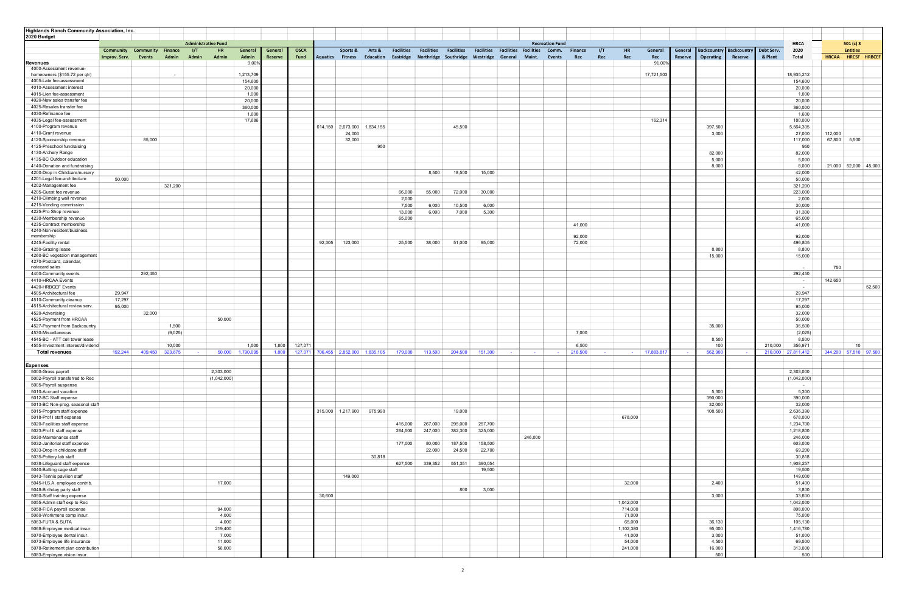# Highlands Ranch Community Association, Inc.
## 2020 Budget

| | Administrative Fund | | | | | | | | Recreation Fund | | | | | | | | | | | | | | | | | | HRCA | 501 (c) 3 | | |
|---|---|---|---|---|---|---|---|---|---|---|---|---|---|---|---|---|---|---|---|---|---|---|---|---|---|---|---|---|---|---|
| | Community Improv. Serv. | Community Events | Finance Admin | I/T Admin | HR Admin | General Admin | General Reserve | OSCA Fund | Aquatics | Sports & Fitness | Arts & Education | Facilities Eastridge | Facilities Northridge | Facilities Southridge | Facilities Westridge | Facilities General | Facilities Maint. | Comm. Events | Finance Rec | I/T Rec | HR Rec | General Rec | General Reserve | Backcountry Operating | Backcountry Reserve | Debt Serv. & Plant | 2020 Total | HRCAA | HRCSF | HRBCEF |
| **Revenues** | | | | | | 9.00% | | | | | | | | | | | | | | | | 91.00% | | | | | | | | |
| 4000-Assessment revenue-homeowners ($155.72 per qtr) | | | - | | | 1,213,709 | | | | | | | | | | | | | | | | 17,721,503 | | | | | 18,935,212 | | | |
| 4005-Late fee-assessment | | | | | | 154,600 | | | | | | | | | | | | | | | | | | | | | 154,600 | | | |
| 4010-Assessment interest | | | | | | 20,000 | | | | | | | | | | | | | | | | | | | | | 20,000 | | | |
| 4015-Lien fee-assessment | | | | | | 1,000 | | | | | | | | | | | | | | | | | | | | | 1,000 | | | |
| 4020-New sales transfer fee | | | | | | 20,000 | | | | | | | | | | | | | | | | | | | | | 20,000 | | | |
| 4025-Resales transfer fee | | | | | | 360,000 | | | | | | | | | | | | | | | | | | | | | 360,000 | | | |
| 4030-Refinance fee | | | | | | 1,600 | | | | | | | | | | | | | | | | | | | | | 1,600 | | | |
| 4035-Legal fee-assessment | | | | | | 17,686 | | | | | | | | | | | | | | | | 162,314 | | | | | 180,000 | | | |
| 4100-Program revenue | | | | | | | | | 614,150 | 2,673,000 | 1,834,155 | | | 45,500 | | | | | | | | | | 397,500 | | | 5,564,305 | | | |
| 4110-Grant revenue | | | | | | | | | | 24,000 | | | | | | | | | | | | | | 3,000 | | | 27,000 | 112,000 | | |
| 4120-Sponsorship revenue | | 85,000 | | | | | | | | 32,000 | | | | | | | | | | | | | | | | | 117,000 | 67,800 | 5,500 | |
| 4125-Preschool fundraising | | | | | | | | | | | 950 | | | | | | | | | | | | | | | | 950 | | | |
| 4130-Archery Range | | | | | | | | | | | | | | | | | | | | | | | | 82,000 | | | 82,000 | | | |
| 4135-BC Outdoor education | | | | | | | | | | | | | | | | | | | | | | | | 5,000 | | | 5,000 | | | |
| 4140-Donation and fundraising | | | | | | | | | | | | | | | | | | | | | | | | 8,000 | | | 8,000 | 21,000 | 52,000 | 45,000 |
| 4200-Drop in Childcare/nursery | | | | | | | | | | | | | 8,500 | 18,500 | 15,000 | | | | | | | | | | | | 42,000 | | | |
| 4201-Legal fee-architecture | 50,000 | | | | | | | | | | | | | | | | | | | | | | | | | | 50,000 | | | |
| 4202-Management fee | | | 321,200 | | | | | | | | | | | | | | | | | | | | | | | | 321,200 | | | |
| 4205-Guest fee revenue | | | | | | | | | | | | 66,000 | 55,000 | 72,000 | 30,000 | | | | | | | | | | | | 223,000 | | | |
| 4210-Climbing wall revenue | | | | | | | | | | | | 2,000 | | | | | | | | | | | | | | | 2,000 | | | |
| 4215-Vending commission | | | | | | | | | | | | 7,500 | 6,000 | 10,500 | 6,000 | | | | | | | | | | | | 30,000 | | | |
| 4225-Pro Shop revenue | | | | | | | | | | | | 13,000 | 6,000 | 7,000 | 5,300 | | | | | | | | | | | | 31,300 | | | |
| 4230-Membership revenue | | | | | | | | | | | | 65,000 | | | | | | | | | | | | | | | 65,000 | | | |
| 4235-Contract membership | | | | | | | | | | | | | | | | | | | 41,000 | | | | | | | | 41,000 | | | |
| 4240-Non-resident/business membership | | | | | | | | | | | | | | | | | | | 92,000 | | | | | | | | 92,000 | | | |
| 4245-Facility rental | | | | | | | | | 92,305 | 123,000 | | 25,500 | 38,000 | 51,000 | 95,000 | | | | 72,000 | | | | | | | | 496,805 | | | |
| 4250-Grazing lease | | | | | | | | | | | | | | | | | | | | | | | | 8,800 | | | 8,800 | | | |
| 4260-BC vegetaion management | | | | | | | | | | | | | | | | | | | | | | | | 15,000 | | | 15,000 | | | |
| 4270-Postcard, calendar, notecard sales | | | | | | | | | | | | | | | | | | | | | | | | | | | - | 750 | | |
| 4400-Community events | | 292,450 | | | | | | | | | | | | | | | | | | | | | | | | | 292,450 | | | |
| 4410-HRCAA Events | | | | | | | | | | | | | | | | | | | | | | | | | | | - | 142,650 | | |
| 4420-HRBCEF Events | | | | | | | | | | | | | | | | | | | | | | | | | | | - | | | 52,500 |
| 4505-Architectural fee | 29,947 | | | | | | | | | | | | | | | | | | | | | | | | | | 29,947 | | | |
| 4510-Community cleanup | 17,297 | | | | | | | | | | | | | | | | | | | | | | | | | | 17,297 | | | |
| 4515-Architectural review serv. | 95,000 | | | | | | | | | | | | | | | | | | | | | | | | | | 95,000 | | | |
| 4520-Advertising | | 32,000 | | | | | | | | | | | | | | | | | | | | | | | | | 32,000 | | | |
| 4525-Payment from HRCAA | | | | | 50,000 | | | | | | | | | | | | | | | | | | | | | | 50,000 | | | |
| 4527-Payment from Backcountry | | | 1,500 | | | | | | | | | | | | | | | | | | | | | 35,000 | | | 36,500 | | | |
| 4530-Miscellaneous | | | (9,025) | | | | | | | | | | | | | | | | 7,000 | | | | | | | | (2,025) | | | |
| 4545-BC - ATT cell tower lease | | | | | | | | | | | | | | | | | | | | | | | | 8,500 | | | 8,500 | | | |
| 4555-Investment interest/dividend | | | 10,000 | | | 1,500 | 1,800 | 127,071 | | | | | | | | | | | 6,500 | | | | | 100 | | 210,000 | 356,971 | | 10 | |
| **Total revenues** | 192,244 | 409,450 | 323,675 | - | 50,000 | 1,790,095 | 1,800 | 127,071 | 706,455 | 2,852,000 | 1,835,105 | 179,000 | 113,500 | 204,500 | 151,300 | - | - | - | 218,500 | - | - | 17,883,817 | - | 562,900 | - | 210,000 | 27,811,412 | 344,200 | 57,510 | 97,500 |
| **Expenses** | | | | | | | | | | | | | | | | | | | | | | | | | | | | | | |
| 5000-Gross payroll | | | | | 2,303,000 | | | | | | | | | | | | | | | | | | | | | | 2,303,000 | | | |
| 5002-Payroll transferred to Rec | | | | | (1,042,000) | | | | | | | | | | | | | | | | | | | | | | (1,042,000) | | | |
| 5005-Payroll suspense | | | | | | | | | | | | | | | | | | | | | | | | | | | - | | | |
| 5010-Accrued vacation | | | | | | | | | | | | | | | | | | | | | | | | 5,300 | | | 5,300 | | | |
| 5012-BC Staff expense | | | | | | | | | | | | | | | | | | | | | | | | 390,000 | | | 390,000 | | | |
| 5013-BC Non-prog. seasonal staff | | | | | | | | | | | | | | | | | | | | | | | | 32,000 | | | 32,000 | | | |
| 5015-Program staff expense | | | | | | | | | 315,000 | 1,217,900 | 975,990 | | | 19,000 | | | | | | | | | | 108,500 | | | 2,636,390 | | | |
| 5018-Prof I staff expense | | | | | | | | | | | | | | | | | | | | | 678,000 | | | | | | 678,000 | | | |
| 5020-Facilities staff expense | | | | | | | | | | | | 415,000 | 267,000 | 295,000 | 257,700 | | | | | | | | | | | | 1,234,700 | | | |
| 5023-Prof II staff expense | | | | | | | | | | | | 264,500 | 247,000 | 382,300 | 325,000 | | | | | | | | | | | | 1,218,800 | | | |
| 5030-Maintenance staff | | | | | | | | | | | | | | | | | 246,000 | | | | | | | | | | 246,000 | | | |
| 5032-Janitorial staff expense | | | | | | | | | | | | 177,000 | 80,000 | 187,500 | 158,500 | | | | | | | | | | | | 603,000 | | | |
| 5033-Drop in childcare staff | | | | | | | | | | | | | 22,000 | 24,500 | 22,700 | | | | | | | | | | | | 69,200 | | | |
| 5035-Pottery lab staff | | | | | | | | | | | 30,818 | | | | | | | | | | | | | | | | 30,818 | | | |
| 5038-Lifeguard staff expense | | | | | | | | | | | | 627,500 | 339,352 | 551,351 | 390,054 | | | | | | | | | | | | 1,908,257 | | | |
| 5040-Batting cage staff | | | | | | | | | | | | | | | 19,500 | | | | | | | | | | | | 19,500 | | | |
| 5043-Tennis pavilion staff | | | | | | | | | | 149,000 | | | | | | | | | | | | | | | | | 149,000 | | | |
| 5045-H.S.A. employee contrib. | | | | | 17,000 | | | | | | | | | | | | | | | | 32,000 | | | 2,400 | | | 51,400 | | | |
| 5048-Birthday party staff | | | | | | | | | | | | | | 800 | 3,000 | | | | | | | | | | | | 3,800 | | | |
| 5050-Staff training expense | | | | | | | | | 30,600 | | | | | | | | | | | | | | | 3,000 | | | 33,600 | | | |
| 5055-Admin staff exp to Rec | | | | | | | | | | | | | | | | | | | | | 1,042,000 | | | | | | 1,042,000 | | | |
| 5058-FICA payroll expense | | | | | 94,000 | | | | | | | | | | | | | | | | 714,000 | | | | | | 808,000 | | | |
| 5060-Workmens comp insur. | | | | | 4,000 | | | | | | | | | | | | | | | | 71,000 | | | | | | 75,000 | | | |
| 5063-FUTA & SUTA | | | | | 4,000 | | | | | | | | | | | | | | | | 65,000 | | | 36,130 | | | 105,130 | | | |
| 5068-Employee medical insur. | | | | | 219,400 | | | | | | | | | | | | | | | | 1,102,380 | | | 95,000 | | | 1,416,780 | | | |
| 5070-Employee dental insur. | | | | | 7,000 | | | | | | | | | | | | | | | | 41,000 | | | 3,000 | | | 51,000 | | | |
| 5073-Employee life insurance | | | | | 11,000 | | | | | | | | | | | | | | | | 54,000 | | | 4,500 | | | 69,500 | | | |
| 5078-Retirement plan contribution | | | | | 56,000 | | | | | | | | | | | | | | | | 241,000 | | | 16,000 | | | 313,000 | | | |
| 5083-Employee vision insur. | | | | | | | | | | | | | | | | | | | | | | | | 500 | | | 500 | | | |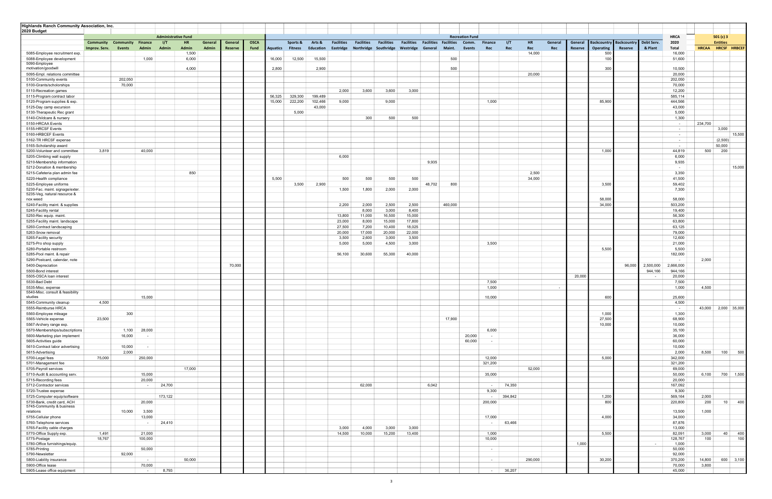**Highlands Ranch Community Association, Inc.**
**2020 Budget**

| | Administrative Fund | | | | | | | | Recreation Fund | | | | | | | | | | | | | | | | | | HRCA | 501 (c) 3 Entities | | |
|---|---|---|---|---|---|---|---|---|---|---|---|---|---|---|---|---|---|---|---|---|---|---|---|---|---|---|---|---|---|---|
| | Community Improv. Serv. | Community Events | Finance Admin | I/T Admin | HR Admin | General Admin | General Reserve | OSCA Fund | Aquatics | Sports & Fitness | Arts & Education | Facilities Eastridge | Facilities Northridge | Facilities Southridge | Facilities Westridge | Facilities General | Facilities Maint. | Comm. Events | Finance Rec | I/T Rec | HR Rec | General Rec | General Reserve | Backcountry Operating | Backcountry Reserve | Debt Serv. & Plant | 2020 Total | HRCAA | HRCSF | HRBCEF |
| 5085-Employee recruitment exp. | | | | | 1,500 | | | | | | | | | | | | | | | | 14,000 | | | 500 | | | 16,000 | | | |
| 5088-Employee development | | | 1,000 | | 6,000 | | | | 16,000 | 12,500 | 15,500 | | | | | | 500 | | | | | | | 100 | | | 51,600 | | | |
| 5090-Employee motivation/goodwill | | | | | 4,000 | | | | 2,800 | | 2,900 | | | | | | 500 | | | | | | | 300 | | | 10,500 | | | |
| 5095-Empl. relations committee | | | | | | | | | | | | | | | | | | | | | 20,000 | | | | | | 20,000 | | | |
| 5100-Community events | | 202,050 | | | | | | | | | | | | | | | | | | | | | | | | | 202,050 | | | |
| 5100-Grants/scholarships | | 70,000 | | | | | | | | | | | | | | | | | | | | | | | | | 70,000 | | | |
| 5110-Recreation games | | | | | | | | | | | | 2,000 | 3,600 | 3,600 | 3,000 | | | | | | | | | | | | 12,200 | | | |
| 5115-Program contract labor | | | | | | | | | 56,325 | 329,300 | 199,489 | | | | | | | | | | | | | | | | 585,114 | | | |
| 5120-Program supplies & exp. | | | | | | | | | 15,000 | 222,200 | 102,466 | 9,000 | | 9,000 | | | | | 1,000 | | | | | 85,900 | | | 444,566 | | | |
| 5125-Day camp excursion | | | | | | | | | | | 43,000 | | | | | | | | | | | | | | | | 43,000 | | | |
| 5130-Therapeutic Rec grant | | | | | | | | | | 5,000 | | | | | | | | | | | | | | | | | 5,000 | | | |
| 5140-Childcare & nursery | | | | | | | | | | | | | 300 | 500 | 500 | | | | | | | | | | | | 1,300 | | | |
| 5150-HRCAA Events | | | | | | | | | | | | | | | | | | | | | | | | | | | - | 234,700 | | |
| 5155-HRCSF Events | | | | | | | | | | | | | | | | | | | | | | | | | | | - | | 3,000 | |
| 5160-HRBCEF Events | | | | | | | | | | | | | | | | | | | | | | | | | | | - | | | 15,500 |
| 5162-TR HRCSF expense | | | | | | | | | | | | | | | | | | | | | | | | | | | - | | (2,500) | |
| 5165-Scholarship award | | | | | | | | | | | | | | | | | | | | | | | | | | | - | | 50,000 | |
| 5200-Volunteer and committee | 3,819 | | 40,000 | | | | | | | | | | | | | | | | | | | | | 1,000 | | | 44,819 | 500 | 200 | |
| 5205-Climbing wall supply | | | | | | | | | | | | 6,000 | | | | | | | | | | | | | | | 6,000 | | | |
| 5210-Membership information | | | | | | | | | | | | | | | | 9,935 | | | | | | | | | | | 9,935 | | | |
| 5212-Donation & membership | | | | | | | | | | | | | | | | | | | | | | | | | | | - | | | 15,000 |
| 5215-Cafeteria plan admin fee | | | | | 850 | | | | | | | | | | | | | | | | 2,500 | | | | | | 3,350 | | | |
| 5220-Health compliance | | | | | | | | | 5,500 | | | 500 | 500 | 500 | 500 | | | | | | 34,000 | | | | | | 41,500 | | | |
| 5225-Employee uniforms | | | | | | | | | | 3,500 | 2,900 | | | | | 48,702 | 800 | | | | | | | 3,500 | | | 59,402 | | | |
| 5230-Fac. maint. signage/exter. | | | | | | | | | | | | 1,500 | 1,800 | 2,000 | 2,000 | | | | | | | | | | | | 7,300 | | | |
| 5235-Veg, natural resource & nox weed | | | | | | | | | | | | | | | | | | | | | | | | 58,000 | | | 58,000 | | | |
| 5240-Facility maint. & supplies | | | | | | | | | | | | 2,200 | 2,000 | 2,500 | 2,500 | | 460,000 | | | | | | | 34,000 | | | 503,200 | | | |
| 5245-Facility rental | | | | | | | | | | | | | 8,000 | 3,000 | 8,400 | | | | | | | | | | | | 19,400 | | | |
| 5250-Rec equip. maint. | | | | | | | | | | | | 13,800 | 11,000 | 16,500 | 15,000 | | | | | | | | | | | | 56,300 | | | |
| 5255-Facility maint. landscape | | | | | | | | | | | | 23,000 | 8,000 | 15,000 | 17,800 | | | | | | | | | | | | 63,800 | | | |
| 5260-Contract landscaping | | | | | | | | | | | | 27,500 | 7,200 | 10,400 | 18,025 | | | | | | | | | | | | 63,125 | | | |
| 5263-Snow removal | | | | | | | | | | | | 20,000 | 17,000 | 20,000 | 22,000 | | | | | | | | | | | | 79,000 | | | |
| 5265-Facility security | | | | | | | | | | | | 3,500 | 2,600 | 3,000 | 3,500 | | | | | | | | | | | | 12,600 | | | |
| 5275-Pro shop supply | | | | | | | | | | | | 5,000 | 5,000 | 4,500 | 3,000 | | | | 3,500 | | | | | | | | 21,000 | | | |
| 5280-Portable restroom | | | | | | | | | | | | | | | | | | | | | | | | 5,500 | | | 5,500 | | | |
| 5285-Pool maint. & repair | | | | | | | | | | | | 56,100 | 30,600 | 55,300 | 40,000 | | | | | | | | | | | | 182,000 | | | |
| 5290-Postcard, calendar, note | | | | | | | | | | | | | | | | | | | | | | | | | | | - | 2,000 | | |
| 5400-Depreciation | | | | | | | 70,000 | | | | | | | | | | | | | | | | | | 96,000 | 2,500,000 | 2,666,000 | | | |
| 5500-Bond interest | | | | | | | | | | | | | | | | | | | | | | | | | | 944,166 | 944,166 | | | |
| 5505-OSCA loan interest | | | | | | | | | | | | | | | | | | | | | | | 20,000 | | | - | 20,000 | | | |
| 5530-Bad Debt | | | | | | | | | | | | | | | | | | | 7,500 | | | | | | | | 7,500 | | | |
| 5535-Misc. expense | | | | | | | | | | | | | | | | | | | 1,000 | | | - | | | | | 1,000 | 4,500 | | |
| 5540-Misc. consult & feasibility studies | | | 15,000 | | | | | | | | | | | | | | | | 10,000 | | | | | 600 | | | 25,600 | | | |
| 5545-Community cleanup | 4,500 | | | | | | | | | | | | | | | | | | | | | | | | | | 4,500 | | | |
| 5555-Reimburse HRCA | | | | | | | | | | | | | | | | | | | | | | | | - | | | - | 43,000 | 2,000 | 35,000 |
| 5560-Employee mileage | | 300 | | | | | | | | | | | | | | | | | | | | | | 1,000 | | | 1,300 | | | |
| 5565-Vehicle expense | 23,500 | | | | | | | | | | | | | | | | 17,900 | | | | | | | 27,500 | | | 68,900 | | | |
| 5567-Archery range exp. | | | | | | | | | | | | | | | | | | | | | | | | 10,000 | | | 10,000 | | | |
| 5570-Memberships/subscriptions | | 1,100 | 28,000 | | | | | | | | | | | | | | | | 6,000 | | | | | | | | 35,100 | | | |
| 5600-Marketing plan implement | | 16,000 | - | | | | | | | | | | | | | | | 20,000 | - | | | | | | | | 36,000 | | | |
| 5605-Activities guide | | | | | | | | | | | | | | | | | | 60,000 | - | | | | | | | | 60,000 | | | |
| 5610-Contract labor advertising | | 10,000 | - | | | | | | | | | | | | | | | | | | | | | | | | 10,000 | | | |
| 5615-Advertising | | 2,000 | | | | | | | | | | | | | | | | | | | | | | | | | 2,000 | 8,500 | 100 | 500 |
| 5700-Legal fees | 75,000 | | 250,000 | | | | | | | | | | | | | | | | 12,000 | | | | | 5,000 | | | 342,000 | | | |
| 5701-Management fee | | | | | | | | | | | | | | | | | | | 321,200 | | | | | | | | 321,200 | | | |
| 5705-Payroll services | | | | | 17,000 | | | | | | | | | | | | | | | | 52,000 | | | | | | 69,000 | | | |
| 5710-Audit & accounting serv. | | | 15,000 | | | | | | | | | | | | | | | | 35,000 | | | | | | | | 50,000 | 6,100 | 700 | 1,500 |
| 5715-Recording fees | | | 20,000 | | | | | | | | | | | | | | | | | | | | | | | | 20,000 | | | |
| 5712-Contractor services | | | - | 24,700 | | | | | | | | | 62,000 | | | 6,042 | | | - | 74,350 | | | | | | | 167,092 | | | |
| 5720-Trustee expense | | | | | | | | | | | | | | | | | | | 9,300 | | | | | | | | 9,300 | | | |
| 5725-Computer equip/software | | | | 173,122 | | | | | | | | | | | | | | | - | 394,842 | | | | 1,200 | | | 569,164 | 2,000 | | |
| 5730-Bank, credit card, ACH | | | 20,000 | | | | | | | | | | | | | | | | 200,000 | | | | | 800 | | | 220,800 | 200 | 10 | 400 |
| 5745-Community & business relations | | 10,000 | 3,500 | | | | | | | | | | | | | | | | | | | | | | | | 13,500 | 1,000 | | |
| 5755-Cellular phone | | | 13,000 | | | | | | | | | | | | | | | | 17,000 | | | | | 4,000 | | | 34,000 | | | |
| 5760-Telephone services | | | - | 24,410 | | | | | | | | | | | | | | | - | 63,466 | | | | | | | 87,876 | | | |
| 5765-Facility cable charges | | | | | | | | | | | | 3,000 | 4,000 | 3,000 | 3,000 | | | | | | | | | | | | 13,000 | | | |
| 5770-Office Supply exp. | 1,491 | | 21,000 | | | | | | | | | 14,500 | 10,000 | 15,200 | 13,400 | | | | 1,000 | | | | | 5,500 | | | 82,091 | 3,000 | 40 | 400 |
| 5775-Postage | 18,767 | | 100,000 | | | | | | | | | | | | | | | | 10,000 | | | | | | | | 128,767 | 100 | | 100 |
| 5780-Office furnishings/equip. | | | | | | | | | | | | | | | | | | | | | | | 1,000 | | | - | 1,000 | | | |
| 5785-Printing | | | 50,000 | | | | | | | | | | | | | | | | - | | | | | | | | 50,000 | | | |
| 5790-Newsletter | | 92,000 | | | | | | | | | | | | | | | | | | | | | | | | | 92,000 | | | |
| 5800-Liability insurance | | | - | | 50,000 | | | | | | | | | | | | | | - | | 290,000 | | | 30,200 | | | 370,200 | 14,800 | 600 | 3,100 |
| 5900-Office lease | | | 70,000 | | | | | | | | | | | | | | | | | | | | | | | | 70,000 | 3,800 | | |
| 5905-Lease office equipment | | | - | 8,793 | | | | | | | | | | | | | | | - | 36,207 | | | | | | | 45,000 | | | |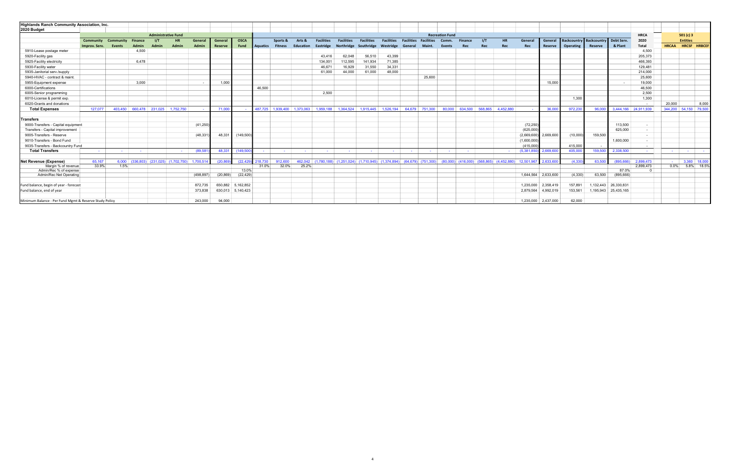**Highlands Ranch Community Association, Inc.**
**2020 Budget**

| | Administrative Fund | | | | | | | | Recreation Fund | | | | | | | | | | | | | | | | | | HRCA | 501 (c) 3 | | |
|---|---|---|---|---|---|---|---|---|---|---|---|---|---|---|---|---|---|---|---|---|---|---|---|---|---|---|---|---|---|---|
| | Community Improv. Serv. | Community Events | Finance Admin | I/T Admin | HR Admin | General Admin | General Reserve | OSCA Fund | Aquatics | Sports & Fitness | Arts & Education | Facilities Eastridge | Facilities Northridge | Facilities Southridge | Facilities Westridge | Facilities General | Facilities Maint. | Comm. Events | Finance Rec | I/T Rec | HR Rec | General Rec | General Reserve | Backcountry Operating | Backcountry Reserve | Debt Serv. & Plant | 2020 Total | Entities HRCAA | HRCSF | HRBCEF |
| 5910-Lease postage meter | | | 4,500 | | | | | | | | | | | | | | | | | | | | | | | | 4,500 | | | |
| 5920-Facility gas | | | | | | | | | | | | 43,416 | 62,048 | 56,510 | 43,399 | | | | | | | | | | | | 205,373 | | | |
| 5925-Facility electricity | | | 6,478 | | | | | | | | | 134,001 | 112,595 | 141,934 | 71,385 | | | | | | | | | | | | 466,393 | | | |
| 5930-Facility water | | | | | | | | | | | | 46,671 | 16,929 | 31,550 | 34,331 | | | | | | | | | | | | 129,481 | | | |
| 5935-Janitorial serv./supply | | | | | | | | | | | | 61,000 | 44,000 | 61,000 | 48,000 | | | | | | | | | | | | 214,000 | | | |
| 5940-HVAC - contract & maint. | | | | | | | | | | | | | | | | | 25,600 | | | | | | | | | | 25,600 | | | |
| 5955-Equipment expense | | | 3,000 | | | - | 1,000 | | | | | | | | | | | | | | | | 15,000 | | | - | 19,000 | | | |
| 6000-Certifications | | | | | | | | | 46,500 | | | | | | | | | | | | | | | | | | 46,500 | | | |
| 6005-Senior programming | | | | | | | | | | | | 2,500 | | | | | | | | | | | | | | | 2,500 | | | |
| 6010-License & permit exp. | | | | | | | | | | | | | | | | | | | | | | | | 1,300 | | | 1,300 | | | |
| 6020-Grants and donations | | | | | | | | | | | | | | | | | | | | | | | | | | | - | 20,000 | | 8,000 |
| **Total Expenses** | 127,077 | 403,450 | 660,478 | 231,025 | 1,752,750 | - | 71,000 | - | 487,725 | 1,939,400 | 1,373,063 | 1,959,188 | 1,364,524 | 1,915,445 | 1,526,194 | 64,679 | 751,300 | 80,000 | 634,500 | 568,865 | 4,452,880 | - | 36,000 | 972,230 | 96,000 | 3,444,166 | 24,911,939 | 344,200 | 54,150 | 79,500 |
| **Transfers** | | | | | | | | | | | | | | | | | | | | | | | | | | | | | | |
| 9000-Transfers - Capital equipment | | | | | | (41,250) | | | | | | | | | | | | | | | | (72,250) | | | | 113,500 | - | | | |
| Transfers - Capital improvement | | | | | | | | | | | | | | | | | | | | | | (625,000) | | | | 625,000 | - | | | |
| 9005-Transfers - Reserve | | | | | | (48,331) | 48,331 | (149,500) | | | | | | | | | | | | | | (2,669,600) | 2,669,600 | (10,000) | 159,500 | | - | | | |
| 9010-Transfers - Bond Fund | | | | | | | | | | | | | | | | | | | | | | (1,600,000) | | | | 1,600,000 | - | | | |
| 9035-Transfers - Backcountry Fund | | | | | | | | | | | | | | | | | | | | | | (415,000) | | 415,000 | - | | - | | | |
| **Total Transfers** | - | - | - | | - | (89,581) | 48,331 | (149,500) | - | - | - | - | - | - | - | - | - | - | - | | - | (5,381,850) | 2,669,600 | 405,000 | 159,500 | 2,338,500 | - | - | - | - |
| **Net Revenue (Expense)** | 65,167 | 6,000 | (336,803) | (231,025) | (1,702,750) | 1,700,514 | (20,869) | (22,429) | 218,730 | 912,600 | 462,042 | (1,780,188) | (1,251,024) | (1,710,945) | (1,374,894) | (64,679) | (751,300) | (80,000) | (416,000) | (568,865) | (4,452,880) | 12,501,967 | 2,633,600 | (4,330) | 63,500 | (895,666) | 2,899,473 | - | 3,360 | 18,000 |
| Margin % of revenue | 33.9% | 1.5% | | | | | | | 31.0% | 32.0% | 25.2% | | | | | | | | | | | | | | | | 2,899,473 | 0.0% | 5.8% | 18.5% |
| Admin/Rec % of expense | | | | | | | | 13.0% | | | | | | | | | | | | | | | | | | 87.0% | 0 | | | |
| Admin/Rec Net Operating | | | | | | (498,897) | (20,869) | (22,429) | | | | | | | | | | | | | | 1,644,564 | 2,633,600 | (4,330) | 63,500 | (895,666) | | | | |
| Fund balance, begin of year - forecast | | | | | | 872,735 | 650,882 | 5,162,852 | | | | | | | | | | | | | | 1,235,000 | 2,358,419 | 157,891 | 1,132,443 | 26,330,831 | | | | |
| Fund balance, end of year | | | | | | 373,838 | 630,013 | 5,140,423 | | | | | | | | | | | | | | 2,879,564 | 4,992,019 | 153,561 | 1,195,943 | 25,435,165 | | | | |
| Minimum Balance - Per Fund Mgmt & Reserve Study Policy | | | | | | 243,000 | 94,000 | | | | | | | | | | | | | | | 1,235,000 | 2,437,000 | 62,000 | | | | | | |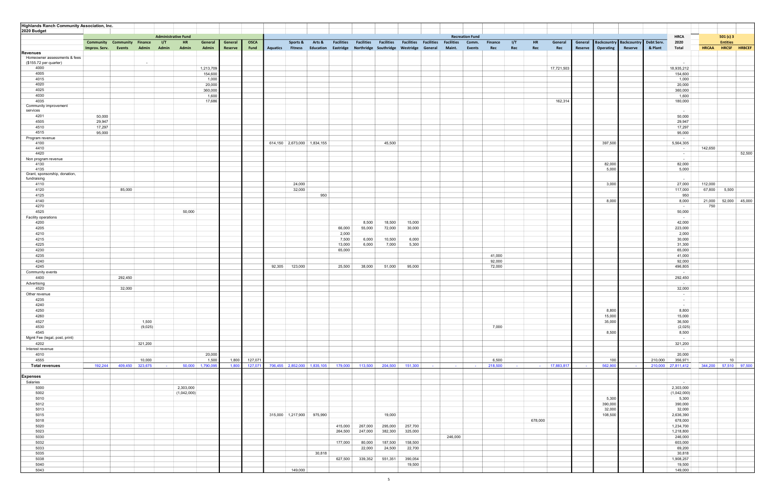# Highlands Ranch Community Association, Inc.
## 2020 Budget

| | Administrative Fund | | | | | | | | Recreation Fund | | | | | | | | | | | | | | | | | | HRCA | 501 (c) 3 Entities | | |
|---|---|---|---|---|---|---|---|---|---|---|---|---|---|---|---|---|---|---|---|---|---|---|---|---|---|---|---|---|---|---|
| | Community Improv. Serv. | Community Events | Finance Admin | I/T Admin | HR Admin | General Admin | General Reserve | OSCA Fund | Aquatics | Sports & Fitness | Arts & Education | Facilities Eastridge | Facilities Northridge | Facilities Southridge | Facilities Westridge | Facilities General | Facilities Maint. | Comm. Events | Finance Rec | I/T Rec | HR Rec | General Rec | General Reserve | Backcountry Operating | Backcountry Reserve | Debt Serv. & Plant | 2020 Total | HRCAA | HRCSF | HRBCEF |
| **Revenues** | | | | | | | | | | | | | | | | | | | | | | | | | | | | | | |
| Homeowner assessments & fees ($155.72 per quarter) | | | - | | | | | | | | | | | | | | | | | | | | | | | | - | | | |
| 4000 | | | | | | 1,213,709 | | | | | | | | | | | | | | | | 17,721,503 | | | | | 18,935,212 | | | |
| 4005 | | | | | | 154,600 | | | | | | | | | | | | | | | | | | | | | 154,600 | | | |
| 4015 | | | | | | 1,000 | | | | | | | | | | | | | | | | | | | | | 1,000 | | | |
| 4020 | | | | | | 20,000 | | | | | | | | | | | | | | | | | | | | | 20,000 | | | |
| 4025 | | | | | | 360,000 | | | | | | | | | | | | | | | | | | | | | 360,000 | | | |
| 4030 | | | | | | 1,600 | | | | | | | | | | | | | | | | | | | | | 1,600 | | | |
| 4035 | | | | | | 17,686 | | | | | | | | | | | | | | | | 162,314 | | | | | 180,000 | | | |
| Community improvement services | | | | | | | | | | | | | | | | | | | | | | | | | | | - | | | |
| 4201 | 50,000 | | | | | | | | | | | | | | | | | | | | | | | | | | 50,000 | | | |
| 4505 | 29,947 | | | | | | | | | | | | | | | | | | | | | | | | | | 29,947 | | | |
| 4510 | 17,297 | | | | | | | | | | | | | | | | | | | | | | | | | | 17,297 | | | |
| 4515 | 95,000 | | | | | | | | | | | | | | | | | | | | | | | | | | 95,000 | | | |
| Program revenue | | | | | | | | | | | | | | | | | | | | | | | | | | | - | | | |
| 4100 | | | | | | | | | 614,150 | 2,673,000 | 1,834,155 | | | 45,500 | | | | | | | | | | 397,500 | | | 5,564,305 | | | |
| 4410 | | | | | | | | | | | | | | | | | | | | | | | | | | | - | 142,650 | | |
| 4420 | | | | | | | | | | | | | | | | | | | | | | | | | | | - | | | 52,500 |
| Non program revenue | | | | | | | | | | | | | | | | | | | | | | | | | | | - | | | |
| 4130 | | | | | | | | | | | | | | | | | | | | | | | | 82,000 | | | 82,000 | | | |
| 4135 | | | | | | | | | | | | | | | | | | | | | | | | 5,000 | | | 5,000 | | | |
| Grant, sponsorship, donation, fundraising | | | | | | | | | | | | | | | | | | | | | | | | | | | - | | | |
| 4110 | | | | | | | | | | 24,000 | | | | | | | | | | | | | | 3,000 | | | 27,000 | 112,000 | | |
| 4120 | | 85,000 | | | | | | | | 32,000 | | | | | | | | | | | | | | | | | 117,000 | 67,800 | 5,500 | |
| 4125 | | | | | | | | | | | 950 | | | | | | | | | | | | | | | | 950 | | | |
| 4140 | | | | | | | | | | | | | | | | | | | | | | | | 8,000 | | | 8,000 | 21,000 | 52,000 | 45,000 |
| 4270 | | | | | | | | | | | | | | | | | | | | | | | | | | | - | 750 | | |
| 4525 | | | | | 50,000 | | | | | | | | | | | | | | | | | | | | | | 50,000 | | | |
| Facility operations | | | | | | | | | | | | | | | | | | | | | | | | | | | - | | | |
| 4200 | | | | | | | | | | | | | 8,500 | 18,500 | 15,000 | | | | | | | | | | | | 42,000 | | | |
| 4205 | | | | | | | | | | | | 66,000 | 55,000 | 72,000 | 30,000 | | | | | | | | | | | | 223,000 | | | |
| 4210 | | | | | | | | | | | | 2,000 | | | | | | | | | | | | | | | 2,000 | | | |
| 4215 | | | | | | | | | | | | 7,500 | 6,000 | 10,500 | 6,000 | | | | | | | | | | | | 30,000 | | | |
| 4225 | | | | | | | | | | | | 13,000 | 6,000 | 7,000 | 5,300 | | | | | | | | | | | | 31,300 | | | |
| 4230 | | | | | | | | | | | | 65,000 | | | | | | | | | | | | | | | 65,000 | | | |
| 4235 | | | | | | | | | | | | | | | | | | | 41,000 | | | | | | | | 41,000 | | | |
| 4240 | | | | | | | | | | | | | | | | | | | 92,000 | | | | | | | | 92,000 | | | |
| 4245 | | | | | | | | | 92,305 | 123,000 | | 25,500 | 38,000 | 51,000 | 95,000 | | | | 72,000 | | | | | | | | 496,805 | | | |
| Community events | | | | | | | | | | | | | | | | | | | | | | | | | | | - | | | |
| 4400 | | 292,450 | | | | | | | | | | | | | | | | | | | | | | | | | 292,450 | | | |
| Advertising | | | | | | | | | | | | | | | | | | | | | | | | | | | - | | | |
| 4520 | | 32,000 | | | | | | | | | | | | | | | | | | | | | | | | | 32,000 | | | |
| Other revenue | | | | | | | | | | | | | | | | | | | | | | | | | | | - | | | |
| 4235 | | | | | | | | | | | | | | | | | | | | | | | | | | | - | | | |
| 4240 | | | | | | | | | | | | | | | | | | | | | | | | | | | - | | | |
| 4250 | | | | | | | | | | | | | | | | | | | | | | | | 8,800 | | | 8,800 | | | |
| 4260 | | | | | | | | | | | | | | | | | | | | | | | | 15,000 | | | 15,000 | | | |
| 4527 | | | 1,500 | | | | | | | | | | | | | | | | | | | | | 35,000 | | | 36,500 | | | |
| 4530 | | | (9,025) | | | | | | | | | | | | | | | | 7,000 | | | | | | | | (2,025) | | | |
| 4545 | | | | | | | | | | | | | | | | | | | | | | | | 8,500 | | | 8,500 | | | |
| Mgmt Fee (legal, post, print) | | | | | | | | | | | | | | | | | | | | | | | | | | | - | | | |
| 4202 | | | 321,200 | | | | | | | | | | | | | | | | | | | | | | | | 321,200 | | | |
| Interest revenue | | | | | | | | | | | | | | | | | | | | | | | | | | | - | | | |
| 4010 | | | | | | 20,000 | | | | | | | | | | | | | | | | | | | | | 20,000 | | | |
| 4555 | | | 10,000 | | | 1,500 | 1,800 | 127,071 | | | | | | | | | | | 6,500 | | | | | 100 | | 210,000 | 356,971 | | 10 | |
| **Total revenues** | 192,244 | 409,450 | 323,675 | - | 50,000 | 1,790,095 | 1,800 | 127,071 | 706,455 | 2,852,000 | 1,835,105 | 179,000 | 113,500 | 204,500 | 151,300 | - | - | - | 218,500 | - | - | 17,883,817 | - | 562,900 | - | 210,000 | 27,811,412 | 344,200 | 57,510 | 97,500 |
| **Expenses** | | | | | | | | | | | | | | | | | | | | | | | | | | | | | | |
| Salaries | | | | | | | | | | | | | | | | | | | | | | | | | | | - | | | |
| 5000 | | | | | 2,303,000 | | | | | | | | | | | | | | | | | | | | | | 2,303,000 | | | |
| 5002 | | | | | (1,042,000) | | | | | | | | | | | | | | | | | | | | | | (1,042,000) | | | |
| 5010 | | | | | | | | | | | | | | | | | | | | | | | | 5,300 | | | 5,300 | | | |
| 5012 | | | | | | | | | | | | | | | | | | | | | | | | 390,000 | | | 390,000 | | | |
| 5013 | | | | | | | | | | | | | | | | | | | | | | | | 32,000 | | | 32,000 | | | |
| 5015 | | | | | | | | | 315,000 | 1,217,900 | 975,990 | | | 19,000 | | | | | | | | | | 108,500 | | | 2,636,390 | | | |
| 5018 | | | | | | | | | | | | | | | | | | | | | 678,000 | | | | | | 678,000 | | | |
| 5020 | | | | | | | | | | | | 415,000 | 267,000 | 295,000 | 257,700 | | | | | | | | | | | | 1,234,700 | | | |
| 5023 | | | | | | | | | | | | 264,500 | 247,000 | 382,300 | 325,000 | | | | | | | | | | | | 1,218,800 | | | |
| 5030 | | | | | | | | | | | | | | | | | 246,000 | | | | | | | | | | 246,000 | | | |
| 5032 | | | | | | | | | | | | 177,000 | 80,000 | 187,500 | 158,500 | | | | | | | | | | | | 603,000 | | | |
| 5033 | | | | | | | | | | | | | 22,000 | 24,500 | 22,700 | | | | | | | | | | | | 69,200 | | | |
| 5035 | | | | | | | | | | | 30,818 | | | | | | | | | | | | | | | | 30,818 | | | |
| 5038 | | | | | | | | | | | | 627,500 | 339,352 | 551,351 | 390,054 | | | | | | | | | | | | 1,908,257 | | | |
| 5040 | | | | | | | | | | | | | | | 19,500 | | | | | | | | | | | | 19,500 | | | |
| 5043 | | | | | | | | | | 149,000 | | | | | | | | | | | | | | | | | 149,000 | | | |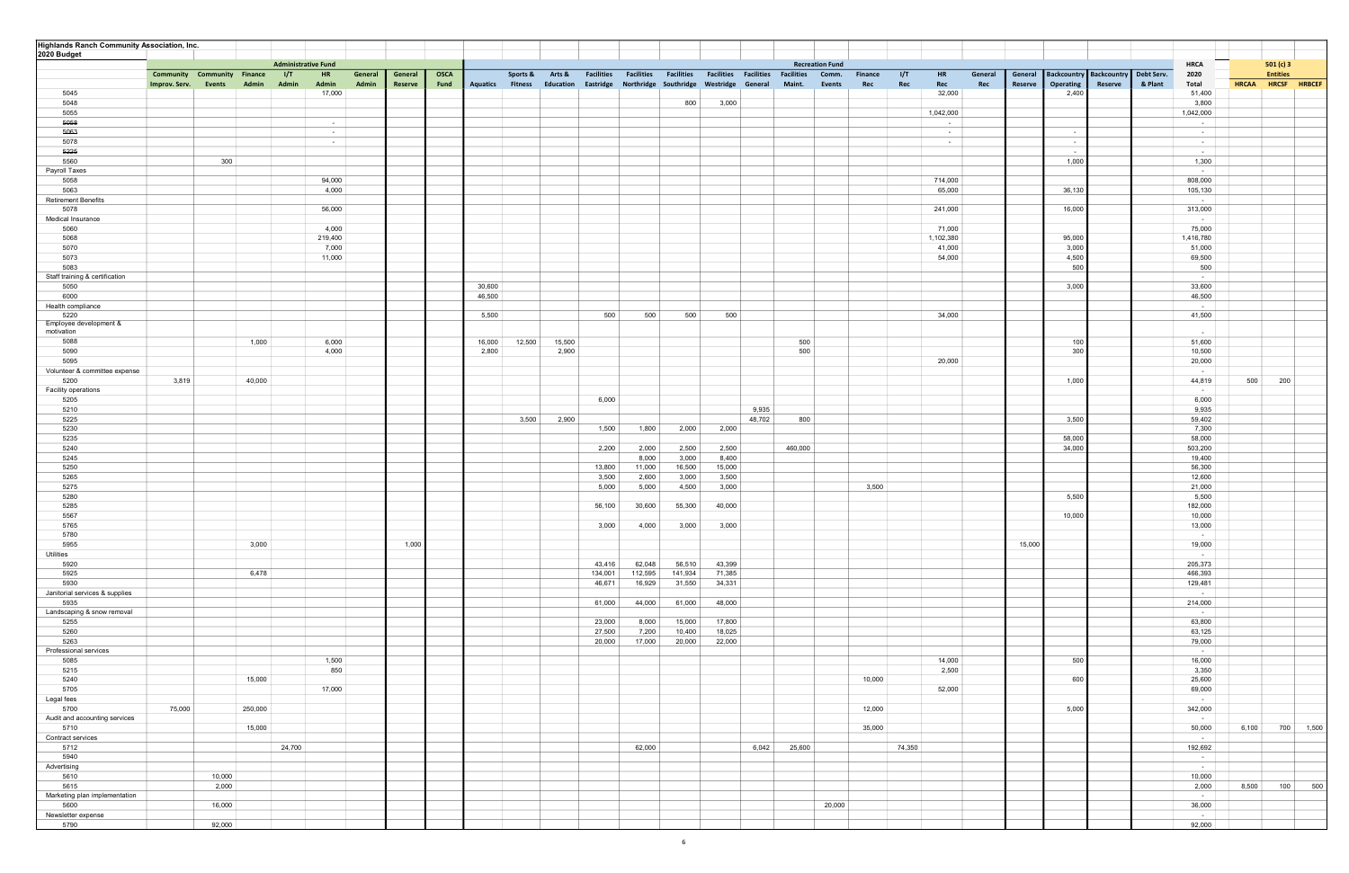# Highlands Ranch Community Association, Inc.
## 2020 Budget

| | Administrative Fund | | | | | | | | Recreation Fund | | | | | | | | | | | | | | | | | | HRCA | 501 (c) 3 Entities | | |
|---|---|---|---|---|---|---|---|---|---|---|---|---|---|---|---|---|---|---|---|---|---|---|---|---|---|---|---|---|---|---|
| | Community Improv. Serv. | Community Events | Finance Admin | I/T Admin | HR Admin | General Admin | General Reserve | OSCA Fund | Aquatics | Sports & Fitness | Arts & Education | Facilities Eastridge | Facilities Northridge | Facilities Southridge | Facilities Westridge | Facilities General | Facilities Maint. | Comm. Events | Finance Rec | I/T Rec | HR Rec | General Rec | General Reserve | Backcountry Operating | Backcountry Reserve | Debt Serv. & Plant | 2020 Total | HRCAA | HRCSF | HRBCEF |
| 5045 | | | | | 17,000 | | | | | | | | | | | | | | | | 32,000 | | | 2,400 | | | 51,400 | | | |
| 5048 | | | | | | | | | | | | | | 800 | 3,000 | | | | | | | | | | | | 3,800 | | | |
| 5055 | | | | | | | | | | | | | | | | | | | | | 1,042,000 | | | | | | 1,042,000 | | | |
| ~~5058~~ | | | | | - | | | | | | | | | | | | | | | | - | | | | | | - | | | |
| ~~5063~~ | | | | | - | | | | | | | | | | | | | | | | - | | | - | | | - | | | |
| 5078 | | | | | - | | | | | | | | | | | | | | | | - | | | - | | | - | | | |
| ~~5225~~ | | | | | | | | | | | | | | | | | | | | | | | | - | | | - | | | |
| 5560 | | 300 | | | | | | | | | | | | | | | | | | | | | | 1,000 | | | 1,300 | | | |
| Payroll Taxes | | | | | | | | | | | | | | | | | | | | | | | | | | | - | | | |
| 5058 | | | | | 94,000 | | | | | | | | | | | | | | | | 714,000 | | | | | | 808,000 | | | |
| 5063 | | | | | 4,000 | | | | | | | | | | | | | | | | 65,000 | | | 36,130 | | | 105,130 | | | |
| Retirement Benefits | | | | | | | | | | | | | | | | | | | | | | | | | | | - | | | |
| 5078 | | | | | 56,000 | | | | | | | | | | | | | | | | 241,000 | | | 16,000 | | | 313,000 | | | |
| Medical Insurance | | | | | | | | | | | | | | | | | | | | | | | | | | | - | | | |
| 5060 | | | | | 4,000 | | | | | | | | | | | | | | | | 71,000 | | | | | | 75,000 | | | |
| 5068 | | | | | 219,400 | | | | | | | | | | | | | | | | 1,102,380 | | | 95,000 | | | 1,416,780 | | | |
| 5070 | | | | | 7,000 | | | | | | | | | | | | | | | | 41,000 | | | 3,000 | | | 51,000 | | | |
| 5073 | | | | | 11,000 | | | | | | | | | | | | | | | | 54,000 | | | 4,500 | | | 69,500 | | | |
| 5083 | | | | | | | | | | | | | | | | | | | | | | | | 500 | | | 500 | | | |
| Staff training & certification | | | | | | | | | | | | | | | | | | | | | | | | | | | - | | | |
| 5050 | | | | | | | | | 30,600 | | | | | | | | | | | | | | | 3,000 | | | 33,600 | | | |
| 6000 | | | | | | | | | 46,500 | | | | | | | | | | | | | | | | | | 46,500 | | | |
| Health compliance | | | | | | | | | | | | | | | | | | | | | | | | | | | - | | | |
| 5220 | | | | | | | | | 5,500 | | | 500 | 500 | 500 | 500 | | | | | | 34,000 | | | | | | 41,500 | | | |
| Employee development & motivation | | | | | | | | | | | | | | | | | | | | | | | | | | | - | | | |
| 5088 | | | 1,000 | | 6,000 | | | | 16,000 | 12,500 | 15,500 | | | | | | 500 | | | | | | | 100 | | | 51,600 | | | |
| 5090 | | | | | 4,000 | | | | 2,800 | | 2,900 | | | | | | 500 | | | | | | | 300 | | | 10,500 | | | |
| 5095 | | | | | | | | | | | | | | | | | | | | | 20,000 | | | | | | 20,000 | | | |
| Volunteer & committee expense | | | | | | | | | | | | | | | | | | | | | | | | | | | - | | | |
| 5200 | 3,819 | | 40,000 | | | | | | | | | | | | | | | | | | | | | 1,000 | | | 44,819 | 500 | 200 | |
| Facility operations | | | | | | | | | | | | | | | | | | | | | | | | | | | - | | | |
| 5205 | | | | | | | | | | | | 6,000 | | | | | | | | | | | | | | | 6,000 | | | |
| 5210 | | | | | | | | | | | | | | | | 9,935 | | | | | | | | | | | 9,935 | | | |
| 5225 | | | | | | | | | | 3,500 | 2,900 | | | | | 48,702 | 800 | | | | | | | 3,500 | | | 59,402 | | | |
| 5230 | | | | | | | | | | | | 1,500 | 1,800 | 2,000 | 2,000 | | | | | | | | | | | | 7,300 | | | |
| 5235 | | | | | | | | | | | | | | | | | | | | | | | | 58,000 | | | 58,000 | | | |
| 5240 | | | | | | | | | | | | 2,200 | 2,000 | 2,500 | 2,500 | | 460,000 | | | | | | | 34,000 | | | 503,200 | | | |
| 5245 | | | | | | | | | | | | | 8,000 | 3,000 | 8,400 | | | | | | | | | | | | 19,400 | | | |
| 5250 | | | | | | | | | | | | 13,800 | 11,000 | 16,500 | 15,000 | | | | | | | | | | | | 56,300 | | | |
| 5265 | | | | | | | | | | | | 3,500 | 2,600 | 3,000 | 3,500 | | | | | | | | | | | | 12,600 | | | |
| 5275 | | | | | | | | | | | | 5,000 | 5,000 | 4,500 | 3,000 | | | | 3,500 | | | | | | | | 21,000 | | | |
| 5280 | | | | | | | | | | | | | | | | | | | | | | | | 5,500 | | | 5,500 | | | |
| 5285 | | | | | | | | | | | | 56,100 | 30,600 | 55,300 | 40,000 | | | | | | | | | | | | 182,000 | | | |
| 5567 | | | | | | | | | | | | | | | | | | | | | | | | 10,000 | | | 10,000 | | | |
| 5765 | | | | | | | | | | | | 3,000 | 4,000 | 3,000 | 3,000 | | | | | | | | | | | | 13,000 | | | |
| 5780 | | | | | | | | | | | | | | | | | | | | | | | | | | | - | | | |
| 5955 | | | 3,000 | | | | 1,000 | | | | | | | | | | | | | | | | 15,000 | | | | 19,000 | | | |
| Utilities | | | | | | | | | | | | | | | | | | | | | | | | | | | - | | | |
| 5920 | | | | | | | | | | | | 43,416 | 62,048 | 56,510 | 43,399 | | | | | | | | | | | | 205,373 | | | |
| 5925 | | | 6,478 | | | | | | | | | 134,001 | 112,595 | 141,934 | 71,385 | | | | | | | | | | | | 466,393 | | | |
| 5930 | | | | | | | | | | | | 46,671 | 16,929 | 31,550 | 34,331 | | | | | | | | | | | | 129,481 | | | |
| Janitorial services & supplies | | | | | | | | | | | | | | | | | | | | | | | | | | | - | | | |
| 5935 | | | | | | | | | | | | 61,000 | 44,000 | 61,000 | 48,000 | | | | | | | | | | | | 214,000 | | | |
| Landscaping & snow removal | | | | | | | | | | | | | | | | | | | | | | | | | | | - | | | |
| 5255 | | | | | | | | | | | | 23,000 | 8,000 | 15,000 | 17,800 | | | | | | | | | | | | 63,800 | | | |
| 5260 | | | | | | | | | | | | 27,500 | 7,200 | 10,400 | 18,025 | | | | | | | | | | | | 63,125 | | | |
| 5263 | | | | | | | | | | | | 20,000 | 17,000 | 20,000 | 22,000 | | | | | | | | | | | | 79,000 | | | |
| Professional services | | | | | | | | | | | | | | | | | | | | | | | | | | | - | | | |
| 5085 | | | | | 1,500 | | | | | | | | | | | | | | | | 14,000 | | | 500 | | | 16,000 | | | |
| 5215 | | | | | 850 | | | | | | | | | | | | | | | | 2,500 | | | | | | 3,350 | | | |
| 5240 | | | 15,000 | | | | | | | | | | | | | | | | 10,000 | | | | | 600 | | | 25,600 | | | |
| 5705 | | | | | 17,000 | | | | | | | | | | | | | | | | 52,000 | | | | | | 69,000 | | | |
| Legal fees | | | | | | | | | | | | | | | | | | | | | | | | | | | - | | | |
| 5700 | 75,000 | | 250,000 | | | | | | | | | | | | | | | | 12,000 | | | | | 5,000 | | | 342,000 | | | |
| Audit and accounting services | | | | | | | | | | | | | | | | | | | | | | | | | | | - | | | |
| 5710 | | | 15,000 | | | | | | | | | | | | | | | | 35,000 | | | | | | | | 50,000 | 6,100 | 700 | 1,500 |
| Contract services | | | | | | | | | | | | | | | | | | | | | | | | | | | - | | | |
| 5712 | | | | 24,700 | | | | | | | | | 62,000 | | | 6,042 | 25,600 | | | 74,350 | | | | | | | 192,692 | | | |
| 5940 | | | | | | | | | | | | | | | | | | | | | | | | | | | - | | | |
| Advertising | | | | | | | | | | | | | | | | | | | | | | | | | | | - | | | |
| 5610 | | 10,000 | | | | | | | | | | | | | | | | | | | | | | | | | 10,000 | | | |
| 5615 | | 2,000 | | | | | | | | | | | | | | | | | | | | | | | | | 2,000 | 8,500 | 100 | 500 |
| Marketing plan implementation | | | | | | | | | | | | | | | | | | | | | | | | | | | - | | | |
| 5600 | | 16,000 | | | | | | | | | | | | | | | | 20,000 | | | | | | | | | 36,000 | | | |
| Newsletter expense | | | | | | | | | | | | | | | | | | | | | | | | | | | - | | | |
| 5790 | | 92,000 | | | | | | | | | | | | | | | | | | | | | | | | | 92,000 | | | |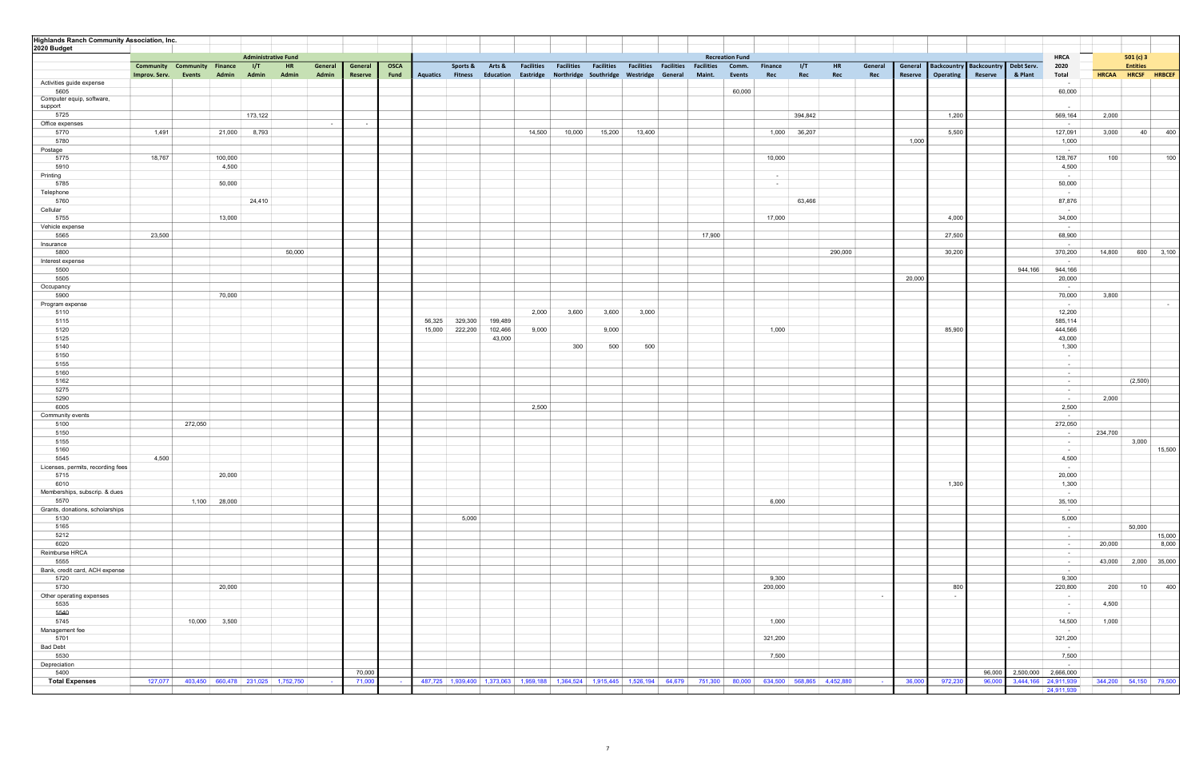# Highlands Ranch Community Association, Inc.
## 2020 Budget

| | Administrative Fund | | | | | | | | Recreation Fund | | | | | | | | | | | | | | | | | | HRCA | 501 (c) 3 Entities | | |
|---|---|---|---|---|---|---|---|---|---|---|---|---|---|---|---|---|---|---|---|---|---|---|---|---|---|---|---|---|---|---|
| | Community Improv. Serv. | Community Events | Finance Admin | I/T Admin | HR Admin | General Admin | General Reserve | OSCA Fund | Aquatics | Sports & Fitness | Arts & Education | Facilities Eastridge | Facilities Northridge | Facilities Southridge | Facilities Westridge | Facilities General | Facilities Maint. | Comm. Events | Finance Rec | I/T Rec | HR Rec | General Rec | General Reserve | Backcountry Operating | Backcountry Reserve | Debt Serv. & Plant | 2020 Total | HRCAA | HRCSF | HRBCEF |
| Activities guide expense | | | | | | | | | | | | | | | | | | | | | | | | | | | - | | | |
| 5605 | | | | | | | | | | | | | | | | | | 60,000 | | | | | | | | | 60,000 | | | |
| Computer equip, software, support | | | | | | | | | | | | | | | | | | | | | | | | | | | - | | | |
| 5725 | | | | 173,122 | | | | | | | | | | | | | | | | 394,842 | | | | 1,200 | | | 569,164 | 2,000 | | |
| Office expenses | | | | | | - | - | | | | | | | | | | | | | | | | | | | | - | | | |
| 5770 | 1,491 | | 21,000 | 8,793 | | | | | | | | 14,500 | 10,000 | 15,200 | 13,400 | | | | 1,000 | 36,207 | | | | 5,500 | | | 127,091 | 3,000 | 40 | 400 |
| 5780 | | | | | | | | | | | | | | | | | | | | | | | 1,000 | | | | 1,000 | | | |
| Postage | | | | | | | | | | | | | | | | | | | | | | | | | | | - | | | |
| 5775 | 18,767 | | 100,000 | | | | | | | | | | | | | | | | 10,000 | | | | | | | | 128,767 | 100 | | 100 |
| 5910 | | | 4,500 | | | | | | | | | | | | | | | | | | | | | | | | 4,500 | | | |
| Printing | | | | | | | | | | | | | | | | | | | - | | | | | | | | - | | | |
| 5785 | | | 50,000 | | | | | | | | | | | | | | | | - | | | | | | | | 50,000 | | | |
| Telephone | | | | | | | | | | | | | | | | | | | | | | | | | | | - | | | |
| 5760 | | | | 24,410 | | | | | | | | | | | | | | | | 63,466 | | | | | | | 87,876 | | | |
| Cellular | | | | | | | | | | | | | | | | | | | | | | | | | | | - | | | |
| 5755 | | | 13,000 | | | | | | | | | | | | | | | | 17,000 | | | | | 4,000 | | | 34,000 | | | |
| Vehicle expense | | | | | | | | | | | | | | | | | | | | | | | | | | | - | | | |
| 5565 | 23,500 | | | | | | | | | | | | | | | | 17,900 | | | | | | | 27,500 | | | 68,900 | | | |
| Insurance | | | | | | | | | | | | | | | | | | | | | | | | | | | - | | | |
| 5800 | | | | | 50,000 | | | | | | | | | | | | | | | | 290,000 | | | 30,200 | | | 370,200 | 14,800 | 600 | 3,100 |
| Interest expense | | | | | | | | | | | | | | | | | | | | | | | | | | | - | | | |
| 5500 | | | | | | | | | | | | | | | | | | | | | | | | | | 944,166 | 944,166 | | | |
| 5505 | | | | | | | | | | | | | | | | | | | | | | | 20,000 | | | | 20,000 | | | |
| Occupancy | | | | | | | | | | | | | | | | | | | | | | | | | | | - | | | |
| 5900 | | | 70,000 | | | | | | | | | | | | | | | | | | | | | | | | 70,000 | 3,800 | | |
| Program expense | | | | | | | | | | | | | | | | | | | | | | | | | | | - | | | - |
| 5110 | | | | | | | | | | | | 2,000 | 3,600 | 3,600 | 3,000 | | | | | | | | | | | | 12,200 | | | |
| 5115 | | | | | | | | | 56,325 | 329,300 | 199,489 | | | | | | | | | | | | | | | | 585,114 | | | |
| 5120 | | | | | | | | | 15,000 | 222,200 | 102,466 | 9,000 | | 9,000 | | | | | 1,000 | | | | | 85,900 | | | 444,566 | | | |
| 5125 | | | | | | | | | | | 43,000 | | | | | | | | | | | | | | | | 43,000 | | | |
| 5140 | | | | | | | | | | | | | 300 | 500 | 500 | | | | | | | | | | | | 1,300 | | | |
| 5150 | | | | | | | | | | | | | | | | | | | | | | | | | | | - | | | |
| 5155 | | | | | | | | | | | | | | | | | | | | | | | | | | | - | | | |
| 5160 | | | | | | | | | | | | | | | | | | | | | | | | | | | - | | | |
| 5162 | | | | | | | | | | | | | | | | | | | | | | | | | | | - | | (2,500) | |
| 5275 | | | | | | | | | | | | | | | | | | | | | | | | | | | - | | | |
| 5290 | | | | | | | | | | | | | | | | | | | | | | | | | | | - | 2,000 | | |
| 6005 | | | | | | | | | | | | 2,500 | | | | | | | | | | | | | | | 2,500 | | | |
| Community events | | | | | | | | | | | | | | | | | | | | | | | | | | | - | | | |
| 5100 | | 272,050 | | | | | | | | | | | | | | | | | | | | | | | | | 272,050 | | | |
| 5150 | | | | | | | | | | | | | | | | | | | | | | | | | | | - | 234,700 | | |
| 5155 | | | | | | | | | | | | | | | | | | | | | | | | | | | - | | 3,000 | |
| 5160 | | | | | | | | | | | | | | | | | | | | | | | | | | | - | | | 15,500 |
| 5545 | 4,500 | | | | | | | | | | | | | | | | | | | | | | | | | | 4,500 | | | |
| Licenses, permits, recording fees | | | | | | | | | | | | | | | | | | | | | | | | | | | - | | | |
| 5715 | | | 20,000 | | | | | | | | | | | | | | | | | | | | | | | | 20,000 | | | |
| 6010 | | | | | | | | | | | | | | | | | | | | | | | | 1,300 | | | 1,300 | | | |
| Memberships, subscrip. & dues | | | | | | | | | | | | | | | | | | | | | | | | | | | - | | | |
| 5570 | | 1,100 | 28,000 | | | | | | | | | | | | | | | | 6,000 | | | | | | | | 35,100 | | | |
| Grants, donations, scholarships | | | | | | | | | | | | | | | | | | | | | | | | | | | - | | | |
| 5130 | | | | | | | | | | 5,000 | | | | | | | | | | | | | | | | | 5,000 | | | |
| 5165 | | | | | | | | | | | | | | | | | | | | | | | | | | | - | | 50,000 | |
| 5212 | | | | | | | | | | | | | | | | | | | | | | | | | | | - | | | 15,000 |
| 6020 | | | | | | | | | | | | | | | | | | | | | | | | | | | - | 20,000 | | 8,000 |
| Reimburse HRCA | | | | | | | | | | | | | | | | | | | | | | | | | | | - | | | |
| 5555 | | | | | | | | | | | | | | | | | | | | | | | | | | | - | 43,000 | 2,000 | 35,000 |
| Bank, credit card, ACH expense | | | | | | | | | | | | | | | | | | | | | | | | | | | - | | | |
| 5720 | | | | | | | | | | | | | | | | | | | 9,300 | | | | | | | | 9,300 | | | |
| 5730 | | | 20,000 | | | | | | | | | | | | | | | | 200,000 | | | | | 800 | | | 220,800 | 200 | 10 | 400 |
| Other operating expenses | | | | | | | | | | | | | | | | | | | | | | - | | - | | | - | | | |
| 5535 | | | | | | | | | | | | | | | | | | | | | | | | | | | - | 4,500 | | |
| 5540 | | | | | | | | | | | | | | | | | | | | | | | | | | | - | | | |
| 5745 | | 10,000 | 3,500 | | | | | | | | | | | | | | | | 1,000 | | | | | | | | 14,500 | 1,000 | | |
| Management fee | | | | | | | | | | | | | | | | | | | | | | | | | | | - | | | |
| 5701 | | | | | | | | | | | | | | | | | | | 321,200 | | | | | | | | 321,200 | | | |
| Bad Debt | | | | | | | | | | | | | | | | | | | | | | | | | | | - | | | |
| 5530 | | | | | | | | | | | | | | | | | | | 7,500 | | | | | | | | 7,500 | | | |
| Depreciation | | | | | | | | | | | | | | | | | | | | | | | | | | | - | | | |
| 5400 | | | | | | | 70,000 | | | | | | | | | | | | | | | | | | 96,000 | 2,500,000 | 2,666,000 | | | |
| **Total Expenses** | 127,077 | 403,450 | 660,478 | 231,025 | 1,752,750 | - | 71,000 | - | 487,725 | 1,939,400 | 1,373,063 | 1,959,188 | 1,364,524 | 1,915,445 | 1,526,194 | 64,679 | 751,300 | 80,000 | 634,500 | 568,865 | 4,452,880 | - | 36,000 | 972,230 | 96,000 | 3,444,166 | 24,911,939 | 344,200 | 54,150 | 79,500 |
| | | | | | | | | | | | | | | | | | | | | | | | | | | | 24,911,939 | | | |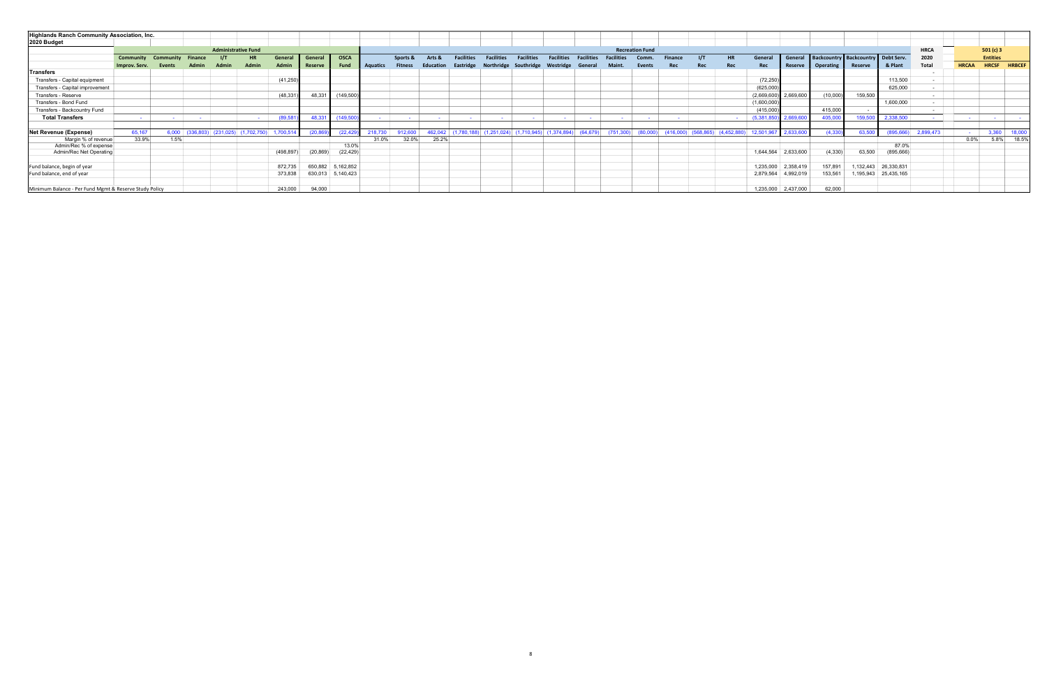**Highlands Ranch Community Association, Inc.**
**2020 Budget**

| | Administrative Fund | | | | | | | | Recreation Fund | | | | | | | | | | | | | | | | | | HRCA | | 501 (c) 3 Entities | | |
|---|---|---|---|---|---|---|---|---|---|---|---|---|---|---|---|---|---|---|---|---|---|---|---|---|---|---|---|---|---|---|---|
| | Community Improv. Serv. | Community Events | Finance Admin | I/T Admin | HR Admin | General Admin | General Reserve | OSCA Fund | Aquatics | Sports & Fitness | Arts & Education | Facilities Eastridge | Facilities Northridge | Facilities Southridge | Facilities Westridge | Facilities General | Facilities Maint. | Comm. Events | Finance Rec | I/T Rec | HR Rec | General Rec | General Reserve | Backcountry Operating | Backcountry Reserve | Debt Serv. & Plant | 2020 Total | | HRCAA | HRCSF | HRBCEF |
| **Transfers** | | | | | | | | | | | | | | | | | | | | | | | | | | | - | | | | |
| Transfers - Capital equipment | | | | | | (41,250) | | | | | | | | | | | | | | | | (72,250) | | | | 113,500 | - | | | | |
| Transfers - Capital improvement | | | | | | | | | | | | | | | | | | | | | | (625,000) | | | | 625,000 | - | | | | |
| Transfers - Reserve | | | | | | (48,331) | 48,331 | (149,500) | | | | | | | | | | | | | | (2,669,600) | 2,669,600 | (10,000) | 159,500 | | - | | | | |
| Transfers - Bond Fund | | | | | | | | | | | | | | | | | | | | | | (1,600,000) | | | | 1,600,000 | - | | | | |
| Transfers - Backcountry Fund | | | | | | | | | | | | | | | | | | | | | | (415,000) | | 415,000 | - | | - | | | | |
| **Total Transfers** | - | - | - | | - | (89,581) | 48,331 | (149,500) | - | - | - | - | - | - | - | - | - | - | - | | - | (5,381,850) | 2,669,600 | 405,000 | 159,500 | 2,338,500 | - | | - | - | - |
| | | | | | | | | | | | | | | | | | | | | | | | | | | | | | | | |
| **Net Revenue (Expense)** | 65,167 | 6,000 | (336,803) | (231,025) | (1,702,750) | 1,700,514 | (20,869) | (22,429) | 218,730 | 912,600 | 462,042 | (1,780,188) | (1,251,024) | (1,710,945) | (1,374,894) | (64,679) | (751,300) | (80,000) | (416,000) | (568,865) | (4,452,880) | 12,501,967 | 2,633,600 | (4,330) | 63,500 | (895,666) | 2,899,473 | | - | 3,360 | 18,000 |
| Margin % of revenue | 33.9% | 1.5% | | | | | | | 31.0% | 32.0% | 25.2% | | | | | | | | | | | | | | | | | | 0.0% | 5.8% | 18.5% |
| Admin/Rec % of expense | | | | | | | | 13.0% | | | | | | | | | | | | | | | | | | 87.0% | | | | | |
| Admin/Rec Net Operating | | | | | | (498,897) | (20,869) | (22,429) | | | | | | | | | | | | | | 1,644,564 | 2,633,600 | (4,330) | 63,500 | (895,666) | | | | | |
| | | | | | | | | | | | | | | | | | | | | | | | | | | | | | | | |
| Fund balance, begin of year | | | | | | 872,735 | 650,882 | 5,162,852 | | | | | | | | | | | | | | 1,235,000 | 2,358,419 | 157,891 | 1,132,443 | 26,330,831 | | | | | |
| Fund balance, end of year | | | | | | 373,838 | 630,013 | 5,140,423 | | | | | | | | | | | | | | 2,879,564 | 4,992,019 | 153,561 | 1,195,943 | 25,435,165 | | | | | |
| | | | | | | | | | | | | | | | | | | | | | | | | | | | | | | | |
| Minimum Balance - Per Fund Mgmt & Reserve Study Policy | | | | | | 243,000 | 94,000 | | | | | | | | | | | | | | | 1,235,000 | 2,437,000 | 62,000 | | | | | | | |